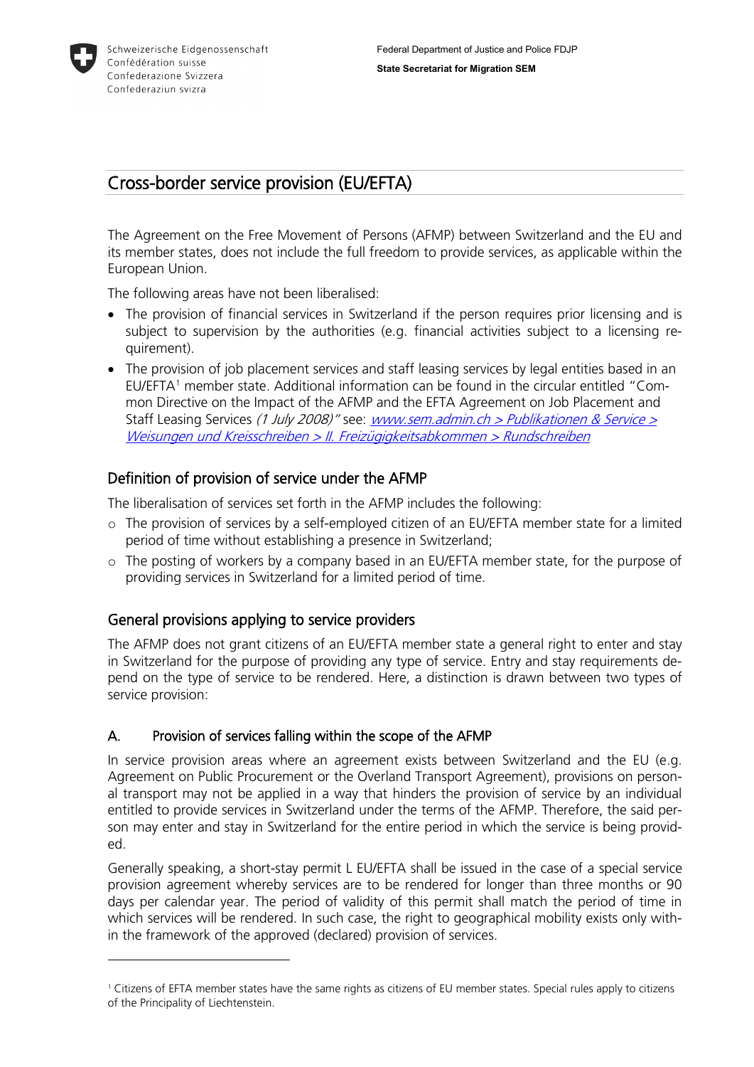Schweizerische Eidgenossenschaft
Confédération suisse
Confederazione Svizzera
Confederaziun svizra

Federal Department of Justice and Police FDJP

**State Secretariat for Migration SEM**

# Cross-border service provision (EU/EFTA)

The Agreement on the Free Movement of Persons (AFMP) between Switzerland and the EU and its member states, does not include the full freedom to provide services, as applicable within the European Union.

The following areas have not been liberalised:

- The provision of financial services in Switzerland if the person requires prior licensing and is subject to supervision by the authorities (e.g. financial activities subject to a licensing requirement).
- The provision of job placement services and staff leasing services by legal entities based in an EU/EFTA[1] member state. Additional information can be found in the circular entitled "Common Directive on the Impact of the AFMP and the EFTA Agreement on Job Placement and Staff Leasing Services *(1 July 2008)*" see: *www.sem.admin.ch > Publikationen & Service > Weisungen und Kreisschreiben > II. Freizügigkeitsabkommen > Rundschreiben*

## Definition of provision of service under the AFMP

The liberalisation of services set forth in the AFMP includes the following:

- The provision of services by a self-employed citizen of an EU/EFTA member state for a limited period of time without establishing a presence in Switzerland;
- The posting of workers by a company based in an EU/EFTA member state, for the purpose of providing services in Switzerland for a limited period of time.

## General provisions applying to service providers

The AFMP does not grant citizens of an EU/EFTA member state a general right to enter and stay in Switzerland for the purpose of providing any type of service. Entry and stay requirements depend on the type of service to be rendered. Here, a distinction is drawn between two types of service provision:

### A. Provision of services falling within the scope of the AFMP

In service provision areas where an agreement exists between Switzerland and the EU (e.g. Agreement on Public Procurement or the Overland Transport Agreement), provisions on personal transport may not be applied in a way that hinders the provision of service by an individual entitled to provide services in Switzerland under the terms of the AFMP. Therefore, the said person may enter and stay in Switzerland for the entire period in which the service is being provided.

Generally speaking, a short-stay permit L EU/EFTA shall be issued in the case of a special service provision agreement whereby services are to be rendered for longer than three months or 90 days per calendar year. The period of validity of this permit shall match the period of time in which services will be rendered. In such case, the right to geographical mobility exists only within the framework of the approved (declared) provision of services.

---

[1] Citizens of EFTA member states have the same rights as citizens of EU member states. Special rules apply to citizens of the Principality of Liechtenstein.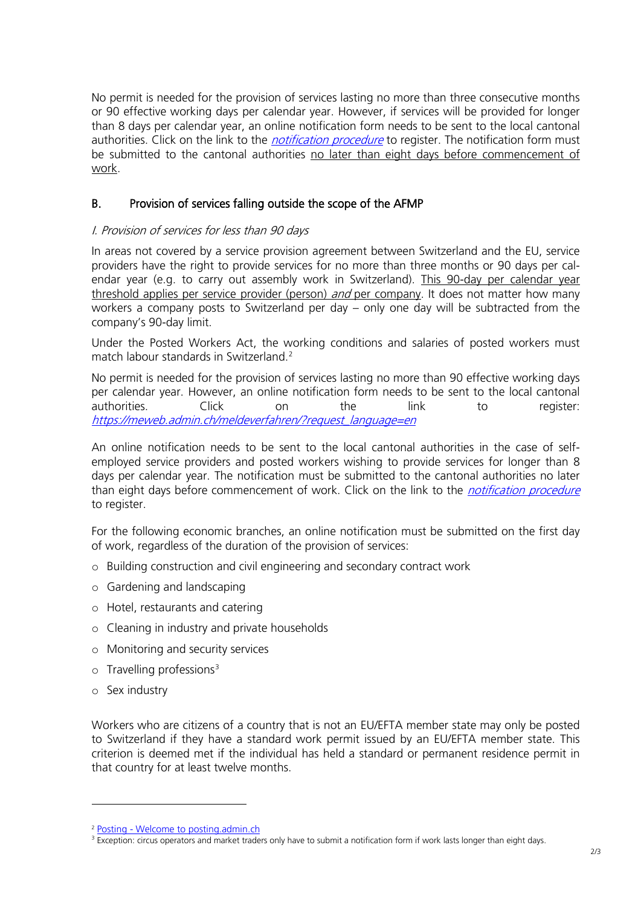No permit is needed for the provision of services lasting no more than three consecutive months or 90 effective working days per calendar year. However, if services will be provided for longer than 8 days per calendar year, an online notification form needs to be sent to the local cantonal authorities. Click on the link to the *notification procedure* to register. The notification form must be submitted to the cantonal authorities no later than eight days before commencement of work.

## B. Provision of services falling outside the scope of the AFMP

### *I. Provision of services for less than 90 days*

In areas not covered by a service provision agreement between Switzerland and the EU, service providers have the right to provide services for no more than three months or 90 days per calendar year (e.g. to carry out assembly work in Switzerland). This 90-day per calendar year threshold applies per service provider (person) *and* per company. It does not matter how many workers a company posts to Switzerland per day – only one day will be subtracted from the company's 90-day limit.

Under the Posted Workers Act, the working conditions and salaries of posted workers must match labour standards in Switzerland.[2]

No permit is needed for the provision of services lasting no more than 90 effective working days per calendar year. However, an online notification form needs to be sent to the local cantonal authorities. Click on the link to register: *https://meweb.admin.ch/meldeverfahren/?request_language=en*

An online notification needs to be sent to the local cantonal authorities in the case of self-employed service providers and posted workers wishing to provide services for longer than 8 days per calendar year. The notification must be submitted to the cantonal authorities no later than eight days before commencement of work. Click on the link to the *notification procedure* to register.

For the following economic branches, an online notification must be submitted on the first day of work, regardless of the duration of the provision of services:

- Building construction and civil engineering and secondary contract work
- Gardening and landscaping
- Hotel, restaurants and catering
- Cleaning in industry and private households
- Monitoring and security services
- Travelling professions[3]
- Sex industry

Workers who are citizens of a country that is not an EU/EFTA member state may only be posted to Switzerland if they have a standard work permit issued by an EU/EFTA member state. This criterion is deemed met if the individual has held a standard or permanent residence permit in that country for at least twelve months.

---

[2] Posting - Welcome to posting.admin.ch

[3] Exception: circus operators and market traders only have to submit a notification form if work lasts longer than eight days.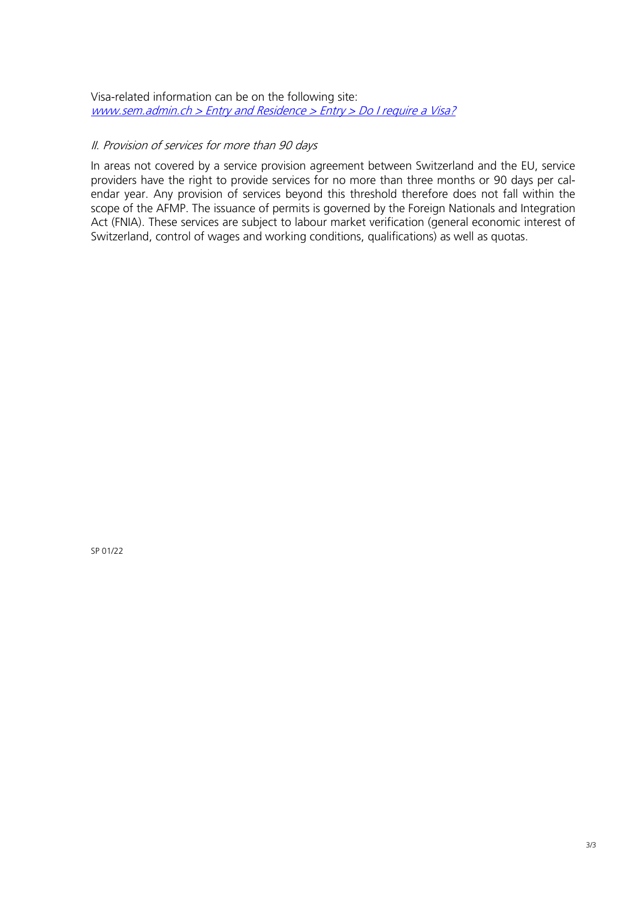Visa-related information can be on the following site:
*www.sem.admin.ch > Entry and Residence > Entry > Do I require a Visa?*

### *II. Provision of services for more than 90 days*

In areas not covered by a service provision agreement between Switzerland and the EU, service providers have the right to provide services for no more than three months or 90 days per calendar year. Any provision of services beyond this threshold therefore does not fall within the scope of the AFMP. The issuance of permits is governed by the Foreign Nationals and Integration Act (FNIA). These services are subject to labour market verification (general economic interest of Switzerland, control of wages and working conditions, qualifications) as well as quotas.

SP 01/22